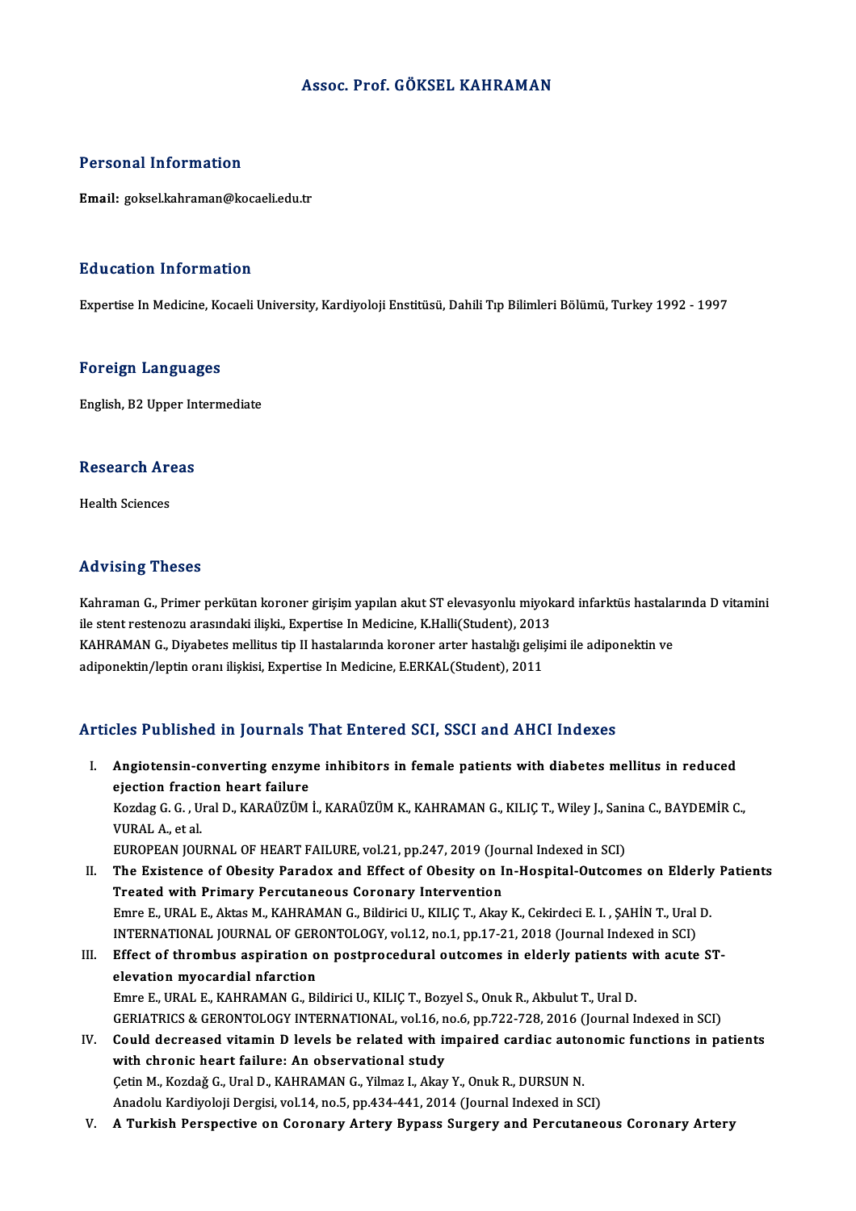# Assoc. Prof. GÖKSEL KAHRAMAN

## Personal Information

**Email:** goksel.kahraman@kocaeli.edu.tr

## Education Information

Expertise In Medicine, Kocaeli University, Kardiyoloji Enstitüsü, Dahili Tıp Bilimleri Bölümü, Turkey 1992 - 1997

## Foreign Languages

English, B2 Upper Intermediate

## Research Areas

Health Sciences

## Advising Theses

Kahraman G., Primer perkütan koroner girişim yapılan akut ST elevasyonlu miyokard infarktüs hastalarında D vitamini ile stent restenozu arasındaki ilişki., Expertise In Medicine, K.Halli(Student), 2013

KAHRAMAN G., Diyabetes mellitus tip II hastalarında koroner arter hastalığı gelişimi ile adiponektin ve adiponektin/leptin oranı ilişkisi, Expertise In Medicine, E.ERKAL(Student), 2011

## Articles Published in Journals That Entered SCI, SSCI and AHCI Indexes

I. **Angiotensin-converting enzyme inhibitors in female patients with diabetes mellitus in reduced ejection fraction heart failure**
   Kozdag G. G. , Ural D., KARAÜZÜM İ., KARAÜZÜM K., KAHRAMAN G., KILIÇ T., Wiley J., Sanina C., BAYDEMİR C., VURAL A., et al.
   EUROPEAN JOURNAL OF HEART FAILURE, vol.21, pp.247, 2019 (Journal Indexed in SCI)

II. **The Existence of Obesity Paradox and Effect of Obesity on In-Hospital-Outcomes on Elderly Patients Treated with Primary Percutaneous Coronary Intervention**
   Emre E., URAL E., Aktas M., KAHRAMAN G., Bildirici U., KILIÇ T., Akay K., Cekirdeci E. I. , ŞAHİN T., Ural D.
   INTERNATIONAL JOURNAL OF GERONTOLOGY, vol.12, no.1, pp.17-21, 2018 (Journal Indexed in SCI)

III. **Effect of thrombus aspiration on postprocedural outcomes in elderly patients with acute ST-elevation myocardial nfarction**
   Emre E., URAL E., KAHRAMAN G., Bildirici U., KILIÇ T., Bozyel S., Onuk R., Akbulut T., Ural D.
   GERIATRICS & GERONTOLOGY INTERNATIONAL, vol.16, no.6, pp.722-728, 2016 (Journal Indexed in SCI)

IV. **Could decreased vitamin D levels be related with impaired cardiac autonomic functions in patients with chronic heart failure: An observational study**
   Çetin M., Kozdağ G., Ural D., KAHRAMAN G., Yilmaz I., Akay Y., Onuk R., DURSUN N.
   Anadolu Kardiyoloji Dergisi, vol.14, no.5, pp.434-441, 2014 (Journal Indexed in SCI)

V. **A Turkish Perspective on Coronary Artery Bypass Surgery and Percutaneous Coronary Artery**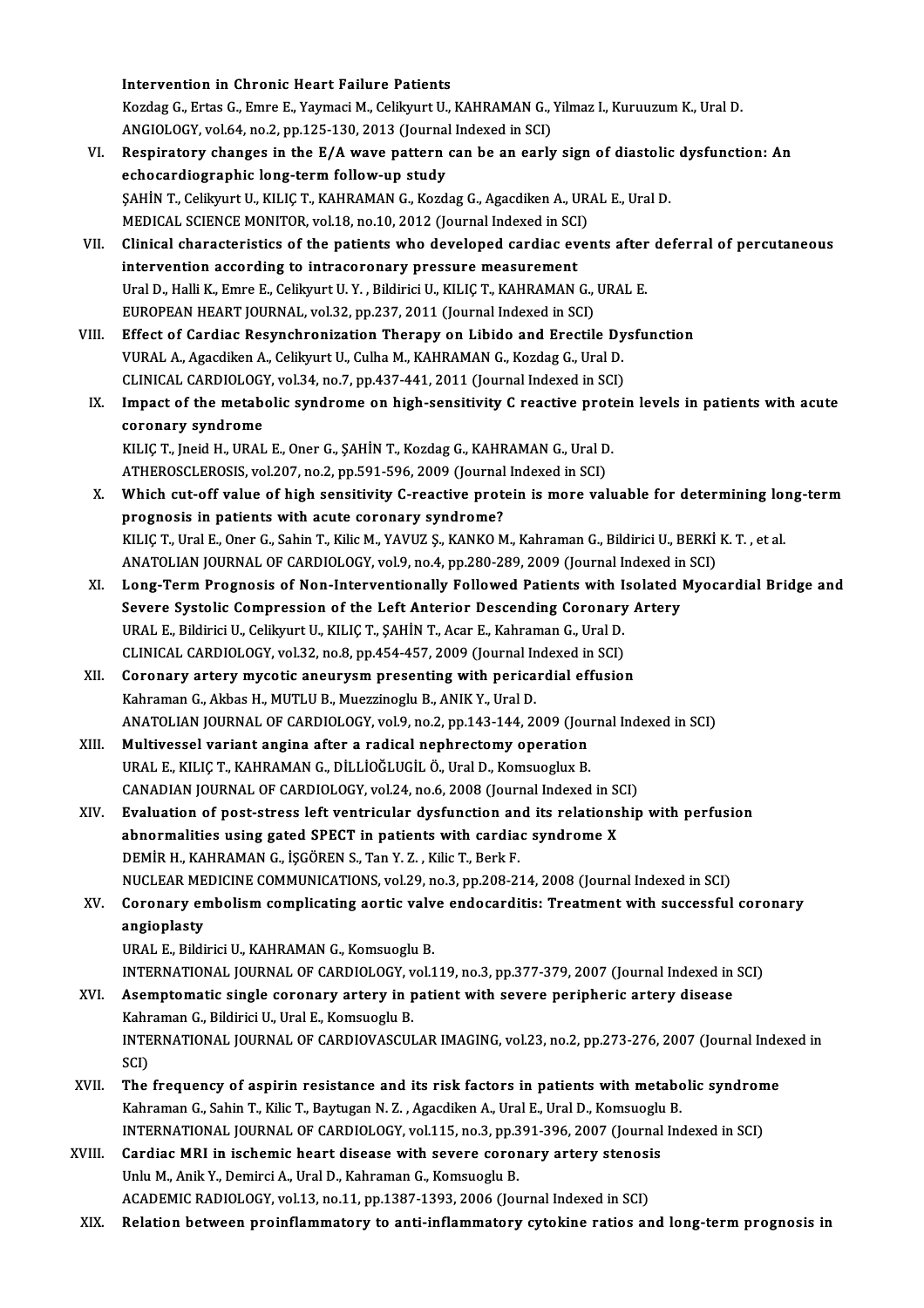Intervention in Chronic Heart Failure Patients
Kozdag G., Ertas G., Emre E., Yaymaci M., Celikyurt U., KAHRAMAN G., Yilmaz I., Kuruuzum K., Ural D.
ANGIOLOGY, vol.64, no.2, pp.125-130, 2013 (Journal Indexed in SCI)

VI. **Respiratory changes in the E/A wave pattern can be an early sign of diastolic dysfunction: An echocardiographic long-term follow-up study**
ŞAHİN T., Celikyurt U., KILIÇ T., KAHRAMAN G., Kozdag G., Agacdiken A., URAL E., Ural D.
MEDICAL SCIENCE MONITOR, vol.18, no.10, 2012 (Journal Indexed in SCI)

VII. **Clinical characteristics of the patients who developed cardiac events after deferral of percutaneous intervention according to intracoronary pressure measurement**
Ural D., Halli K., Emre E., Celikyurt U. Y. , Bildirici U., KILIÇ T., KAHRAMAN G., URAL E.
EUROPEAN HEART JOURNAL, vol.32, pp.237, 2011 (Journal Indexed in SCI)

VIII. **Effect of Cardiac Resynchronization Therapy on Libido and Erectile Dysfunction**
VURAL A., Agacdiken A., Celikyurt U., Culha M., KAHRAMAN G., Kozdag G., Ural D.
CLINICAL CARDIOLOGY, vol.34, no.7, pp.437-441, 2011 (Journal Indexed in SCI)

IX. **Impact of the metabolic syndrome on high-sensitivity C reactive protein levels in patients with acute coronary syndrome**
KILIÇ T., Jneid H., URAL E., Oner G., ŞAHİN T., Kozdag G., KAHRAMAN G., Ural D.
ATHEROSCLEROSIS, vol.207, no.2, pp.591-596, 2009 (Journal Indexed in SCI)

X. **Which cut-off value of high sensitivity C-reactive protein is more valuable for determining long-term prognosis in patients with acute coronary syndrome?**
KILIÇ T., Ural E., Oner G., Sahin T., Kilic M., YAVUZ Ş., KANKO M., Kahraman G., Bildirici U., BERKİ K. T. , et al.
ANATOLIAN JOURNAL OF CARDIOLOGY, vol.9, no.4, pp.280-289, 2009 (Journal Indexed in SCI)

XI. **Long-Term Prognosis of Non-Interventionally Followed Patients with Isolated Myocardial Bridge and Severe Systolic Compression of the Left Anterior Descending Coronary Artery**
URAL E., Bildirici U., Celikyurt U., KILIÇ T., ŞAHİN T., Acar E., Kahraman G., Ural D.
CLINICAL CARDIOLOGY, vol.32, no.8, pp.454-457, 2009 (Journal Indexed in SCI)

XII. **Coronary artery mycotic aneurysm presenting with pericardial effusion**
Kahraman G., Akbas H., MUTLU B., Muezzinoglu B., ANIK Y., Ural D.
ANATOLIAN JOURNAL OF CARDIOLOGY, vol.9, no.2, pp.143-144, 2009 (Journal Indexed in SCI)

XIII. **Multivessel variant angina after a radical nephrectomy operation**
URAL E., KILIÇ T., KAHRAMAN G., DİLLİOĞLUGİL Ö., Ural D., Komsuoglux B.
CANADIAN JOURNAL OF CARDIOLOGY, vol.24, no.6, 2008 (Journal Indexed in SCI)

XIV. **Evaluation of post-stress left ventricular dysfunction and its relationship with perfusion abnormalities using gated SPECT in patients with cardiac syndrome X**
DEMİR H., KAHRAMAN G., İŞGÖREN S., Tan Y. Z. , Kilic T., Berk F.
NUCLEAR MEDICINE COMMUNICATIONS, vol.29, no.3, pp.208-214, 2008 (Journal Indexed in SCI)

XV. **Coronary embolism complicating aortic valve endocarditis: Treatment with successful coronary angioplasty**
URAL E., Bildirici U., KAHRAMAN G., Komsuoglu B.
INTERNATIONAL JOURNAL OF CARDIOLOGY, vol.119, no.3, pp.377-379, 2007 (Journal Indexed in SCI)

XVI. **Asemptomatic single coronary artery in patient with severe peripheric artery disease**
Kahraman G., Bildirici U., Ural E., Komsuoglu B.
INTERNATIONAL JOURNAL OF CARDIOVASCULAR IMAGING, vol.23, no.2, pp.273-276, 2007 (Journal Indexed in SCI)

XVII. **The frequency of aspirin resistance and its risk factors in patients with metabolic syndrome**
Kahraman G., Sahin T., Kilic T., Baytugan N. Z. , Agacdiken A., Ural E., Ural D., Komsuoglu B.
INTERNATIONAL JOURNAL OF CARDIOLOGY, vol.115, no.3, pp.391-396, 2007 (Journal Indexed in SCI)

XVIII. **Cardiac MRI in ischemic heart disease with severe coronary artery stenosis**
Unlu M., Anik Y., Demirci A., Ural D., Kahraman G., Komsuoglu B.
ACADEMIC RADIOLOGY, vol.13, no.11, pp.1387-1393, 2006 (Journal Indexed in SCI)

XIX. **Relation between proinflammatory to anti-inflammatory cytokine ratios and long-term prognosis in**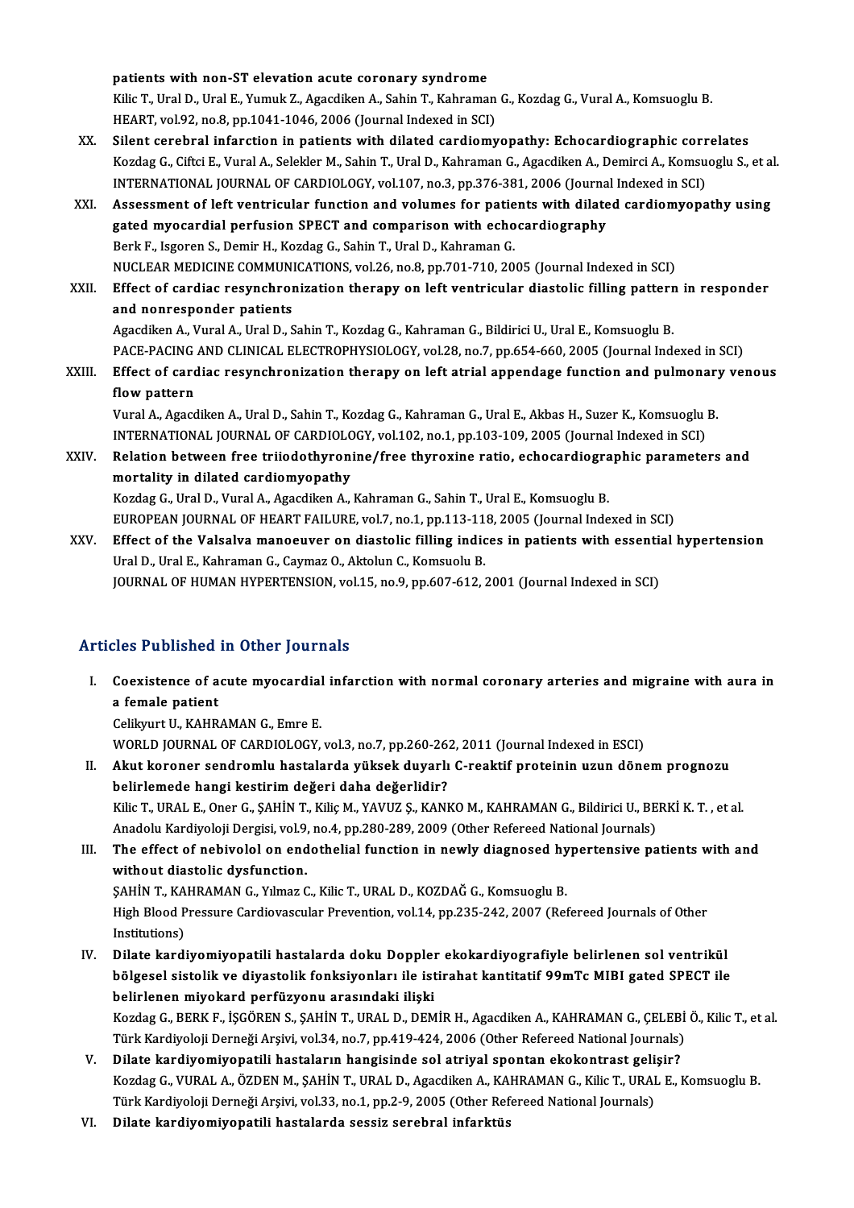patients with non-ST elevation acute coronary syndrome
Kilic T., Ural D., Ural E., Yumuk Z., Agacdiken A., Sahin T., Kahraman G., Kozdag G., Vural A., Komsuoglu B.
HEART, vol.92, no.8, pp.1041-1046, 2006 (Journal Indexed in SCI)

XX. **Silent cerebral infarction in patients with dilated cardiomyopathy: Echocardiographic correlates**
Kozdag G., Ciftci E., Vural A., Selekler M., Sahin T., Ural D., Kahraman G., Agacdiken A., Demirci A., Komsuoglu S., et al.
INTERNATIONAL JOURNAL OF CARDIOLOGY, vol.107, no.3, pp.376-381, 2006 (Journal Indexed in SCI)

XXI. **Assessment of left ventricular function and volumes for patients with dilated cardiomyopathy using gated myocardial perfusion SPECT and comparison with echocardiography**
Berk F., Isgoren S., Demir H., Kozdag G., Sahin T., Ural D., Kahraman G.
NUCLEAR MEDICINE COMMUNICATIONS, vol.26, no.8, pp.701-710, 2005 (Journal Indexed in SCI)

XXII. **Effect of cardiac resynchronization therapy on left ventricular diastolic filling pattern in responder and nonresponder patients**
Agacdiken A., Vural A., Ural D., Sahin T., Kozdag G., Kahraman G., Bildirici U., Ural E., Komsuoglu B.
PACE-PACING AND CLINICAL ELECTROPHYSIOLOGY, vol.28, no.7, pp.654-660, 2005 (Journal Indexed in SCI)

XXIII. **Effect of cardiac resynchronization therapy on left atrial appendage function and pulmonary venous flow pattern**
Vural A., Agacdiken A., Ural D., Sahin T., Kozdag G., Kahraman G., Ural E., Akbas H., Suzer K., Komsuoglu B.
INTERNATIONAL JOURNAL OF CARDIOLOGY, vol.102, no.1, pp.103-109, 2005 (Journal Indexed in SCI)

XXIV. **Relation between free triiodothyronine/free thyroxine ratio, echocardiographic parameters and mortality in dilated cardiomyopathy**
Kozdag G., Ural D., Vural A., Agacdiken A., Kahraman G., Sahin T., Ural E., Komsuoglu B.
EUROPEAN JOURNAL OF HEART FAILURE, vol.7, no.1, pp.113-118, 2005 (Journal Indexed in SCI)

XXV. **Effect of the Valsalva manoeuver on diastolic filling indices in patients with essential hypertension**
Ural D., Ural E., Kahraman G., Caymaz O., Aktolun C., Komsuolu B.
JOURNAL OF HUMAN HYPERTENSION, vol.15, no.9, pp.607-612, 2001 (Journal Indexed in SCI)

## Articles Published in Other Journals

I. **Coexistence of acute myocardial infarction with normal coronary arteries and migraine with aura in a female patient**
Celikyurt U., KAHRAMAN G., Emre E.
WORLD JOURNAL OF CARDIOLOGY, vol.3, no.7, pp.260-262, 2011 (Journal Indexed in ESCI)

II. **Akut koroner sendromlu hastalarda yüksek duyarlı C-reaktif proteinin uzun dönem prognozu belirlemede hangi kestirim değeri daha değerlidir?**
Kilic T., URAL E., Oner G., ŞAHİN T., Kiliç M., YAVUZ Ş., KANKO M., KAHRAMAN G., Bildirici U., BERKİ K. T. , et al.
Anadolu Kardiyoloji Dergisi, vol.9, no.4, pp.280-289, 2009 (Other Refereed National Journals)

III. **The effect of nebivolol on endothelial function in newly diagnosed hypertensive patients with and without diastolic dysfunction.**
ŞAHİN T., KAHRAMAN G., Yılmaz C., Kilic T., URAL D., KOZDAĞ G., Komsuoglu B.
High Blood Pressure Cardiovascular Prevention, vol.14, pp.235-242, 2007 (Refereed Journals of Other Institutions)

IV. **Dilate kardiyomiyopatili hastalarda doku Doppler ekokardiyografiyle belirlenen sol ventrikül bölgesel sistolik ve diyastolik fonksiyonları ile istirahat kantitatif 99mTc MIBI gated SPECT ile belirlenen miyokard perfüzyonu arasındaki ilişki**
Kozdag G., BERK F., İŞGÖREN S., ŞAHİN T., URAL D., DEMİR H., Agacdiken A., KAHRAMAN G., ÇELEBİ Ö., Kilic T., et al.
Türk Kardiyoloji Derneği Arşivi, vol.34, no.7, pp.419-424, 2006 (Other Refereed National Journals)

V. **Dilate kardiyomiyopatili hastaların hangisinde sol atriyal spontan ekokontrast gelişir?**
Kozdag G., VURAL A., ÖZDEN M., ŞAHİN T., URAL D., Agacdiken A., KAHRAMAN G., Kilic T., URAL E., Komsuoglu B.
Türk Kardiyoloji Derneği Arşivi, vol.33, no.1, pp.2-9, 2005 (Other Refereed National Journals)

VI. **Dilate kardiyomiyopatili hastalarda sessiz serebral infarktüs**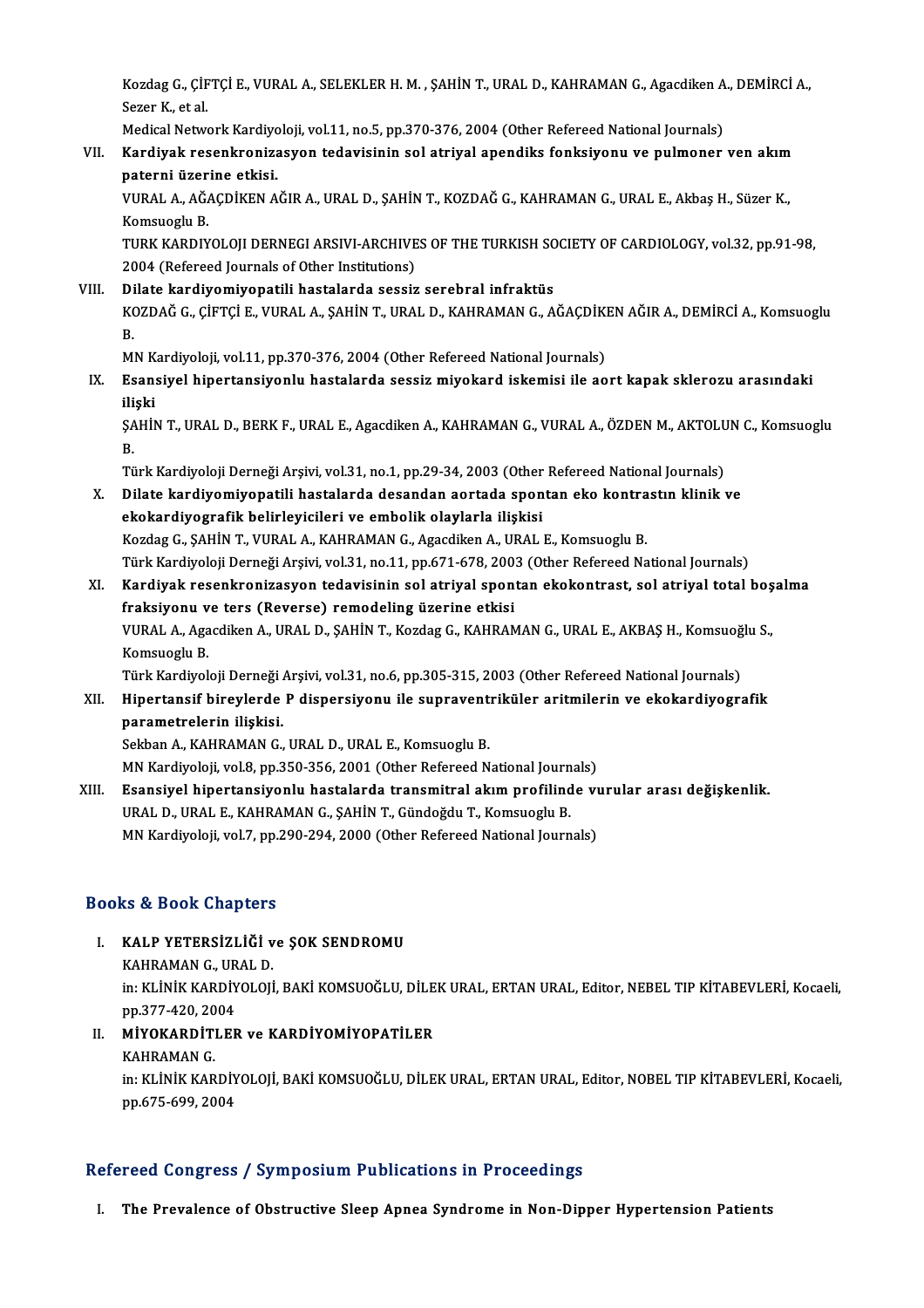Kozdag G., ÇİFTÇİ E., VURAL A., SELEKLER H. M. , ŞAHİN T., URAL D., KAHRAMAN G., Agacdiken A., DEMİRCİ A., Sezer K., et al.
Medical Network Kardiyoloji, vol.11, no.5, pp.370-376, 2004 (Other Refereed National Journals)

VII. **Kardiyak resenkronizasyon tedavisinin sol atriyal apendiks fonksiyonu ve pulmoner ven akım paterni üzerine etkisi.**
VURAL A., AĞAÇDİKEN AĞIR A., URAL D., ŞAHİN T., KOZDAĞ G., KAHRAMAN G., URAL E., Akbaş H., Süzer K., Komsuoglu B.
TURK KARDIYOLOJI DERNEGI ARSIVI-ARCHIVES OF THE TURKISH SOCIETY OF CARDIOLOGY, vol.32, pp.91-98, 2004 (Refereed Journals of Other Institutions)

VIII. **Dilate kardiyomiyopatili hastalarda sessiz serebral infraktüs**
KOZDAĞ G., ÇİFTÇİ E., VURAL A., ŞAHİN T., URAL D., KAHRAMAN G., AĞAÇDİKEN AĞIR A., DEMİRCİ A., Komsuoglu B.
MN Kardiyoloji, vol.11, pp.370-376, 2004 (Other Refereed National Journals)

IX. **Esansiyel hipertansiyonlu hastalarda sessiz miyokard iskemisi ile aort kapak sklerozu arasındaki ilişki**
ŞAHİN T., URAL D., BERK F., URAL E., Agacdiken A., KAHRAMAN G., VURAL A., ÖZDEN M., AKTOLUN C., Komsuoglu B.
Türk Kardiyoloji Derneği Arşivi, vol.31, no.1, pp.29-34, 2003 (Other Refereed National Journals)

X. **Dilate kardiyomiyopatili hastalarda desandan aortada spontan eko kontrastın klinik ve ekokardiyografik belirleyicileri ve embolik olaylarla ilişkisi**
Kozdag G., ŞAHİN T., VURAL A., KAHRAMAN G., Agacdiken A., URAL E., Komsuoglu B.
Türk Kardiyoloji Derneği Arşivi, vol.31, no.11, pp.671-678, 2003 (Other Refereed National Journals)

XI. **Kardiyak resenkronizasyon tedavisinin sol atriyal spontan ekokontrast, sol atriyal total boşalma fraksiyonu ve ters (Reverse) remodeling üzerine etkisi**
VURAL A., Agacdiken A., URAL D., ŞAHİN T., Kozdag G., KAHRAMAN G., URAL E., AKBAŞ H., Komsuoğlu S., Komsuoglu B.
Türk Kardiyoloji Derneği Arşivi, vol.31, no.6, pp.305-315, 2003 (Other Refereed National Journals)

XII. **Hipertansif bireylerde P dispersiyonu ile supraventriküler aritmilerin ve ekokardiyografik parametrelerin ilişkisi.**
Sekban A., KAHRAMAN G., URAL D., URAL E., Komsuoglu B.
MN Kardiyoloji, vol.8, pp.350-356, 2001 (Other Refereed National Journals)

XIII. **Esansiyel hipertansiyonlu hastalarda transmitral akım profilinde vurular arası değişkenlik.**
URAL D., URAL E., KAHRAMAN G., ŞAHİN T., Gündoğdu T., Komsuoglu B.
MN Kardiyoloji, vol.7, pp.290-294, 2000 (Other Refereed National Journals)

## Books & Book Chapters

I. **KALP YETERSİZLİĞİ ve ŞOK SENDROMU**
KAHRAMAN G., URAL D.
in: KLİNİK KARDİYOLOJİ, BAKİ KOMSUOĞLU, DİLEK URAL, ERTAN URAL, Editor, NEBEL TIP KİTABEVLERİ, Kocaeli, pp.377-420, 2004

II. **MİYOKARDİTLER ve KARDİYOMİYOPATİLER**
KAHRAMAN G.
in: KLİNİK KARDİYOLOJİ, BAKİ KOMSUOĞLU, DİLEK URAL, ERTAN URAL, Editor, NOBEL TIP KİTABEVLERİ, Kocaeli, pp.675-699, 2004

## Refereed Congress / Symposium Publications in Proceedings

I. **The Prevalence of Obstructive Sleep Apnea Syndrome in Non-Dipper Hypertension Patients**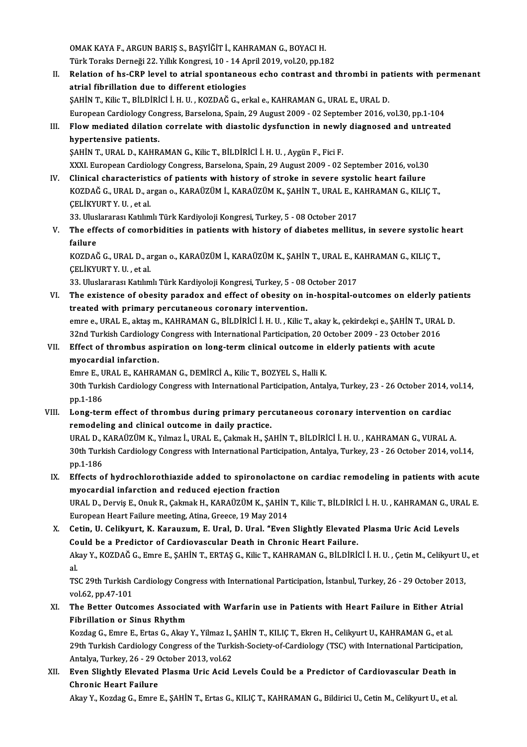OMAK KAYA F., ARGUN BARIŞ S., BAŞYİĞİT İ., KAHRAMAN G., BOYACI H.
Türk Toraks Derneği 22. Yıllık Kongresi, 10 - 14 April 2019, vol.20, pp.182

II. **Relation of hs-CRP level to atrial spontaneous echo contrast and thrombi in patients with permenant atrial fibrillation due to different etiologies**
ŞAHİN T., Kilic T., BİLDİRİCİ İ. H. U. , KOZDAĞ G., erkal e., KAHRAMAN G., URAL E., URAL D.
European Cardiology Congress, Barselona, Spain, 29 August 2009 - 02 September 2016, vol.30, pp.1-104

III. **Flow mediated dilation correlate with diastolic dysfunction in newly diagnosed and untreated hypertensive patients.**
ŞAHİN T., URAL D., KAHRAMAN G., Kilic T., BİLDİRİCİ İ. H. U. , Aygün F., Fici F.
XXXI. European Cardiology Congress, Barselona, Spain, 29 August 2009 - 02 September 2016, vol.30

IV. **Clinical characteristics of patients with history of stroke in severe systolic heart failure**
KOZDAĞ G., URAL D., argan o., KARAÜZÜM İ., KARAÜZÜM K., ŞAHİN T., URAL E., KAHRAMAN G., KILIÇ T., ÇELİKYURT Y. U. , et al.
33. Uluslararası Katılımlı Türk Kardiyoloji Kongresi, Turkey, 5 - 08 October 2017

V. **The effects of comorbidities in patients with history of diabetes mellitus, in severe systolic heart failure**
KOZDAĞ G., URAL D., argan o., KARAÜZÜM İ., KARAÜZÜM K., ŞAHİN T., URAL E., KAHRAMAN G., KILIÇ T., ÇELİKYURT Y. U. , et al.
33. Uluslararası Katılımlı Türk Kardiyoloji Kongresi, Turkey, 5 - 08 October 2017

VI. **The existence of obesity paradox and effect of obesity on in-hospital-outcomes on elderly patients treated with primary percutaneous coronary intervention.**
emre e., URAL E., aktaş m., KAHRAMAN G., BİLDİRİCİ İ. H. U. , Kilic T., akay k., çekirdekçi e., ŞAHİN T., URAL D.
32nd Turkish Cardiology Congress with International Participation, 20 October 2009 - 23 October 2016

VII. **Effect of thrombus aspiration on long-term clinical outcome in elderly patients with acute myocardial infarction.**
Emre E., URAL E., KAHRAMAN G., DEMİRCİ A., Kilic T., BOZYEL S., Halli K.
30th Turkish Cardiology Congress with International Participation, Antalya, Turkey, 23 - 26 October 2014, vol.14, pp.1-186

VIII. **Long-term effect of thrombus during primary percutaneous coronary intervention on cardiac remodeling and clinical outcome in daily practice.**
URAL D., KARAÜZÜM K., Yılmaz İ., URAL E., Çakmak H., ŞAHİN T., BİLDİRİCİ İ. H. U. , KAHRAMAN G., VURAL A.
30th Turkish Cardiology Congress with International Participation, Antalya, Turkey, 23 - 26 October 2014, vol.14, pp.1-186

IX. **Effects of hydrochlorothiazide added to spironolactone on cardiac remodeling in patients with acute myocardial infarction and reduced ejection fraction**
URAL D., Derviş E., Onuk R., Çakmak H., KARAÜZÜM K., ŞAHİN T., Kilic T., BİLDİRİCİ İ. H. U. , KAHRAMAN G., URAL E.
European Heart Failure meeting, Atina, Greece, 19 May 2014

X. **Cetin, U. Celikyurt, K. Karauzum, E. Ural, D. Ural. "Even Slightly Elevated Plasma Uric Acid Levels Could be a Predictor of Cardiovascular Death in Chronic Heart Failure.**
Akay Y., KOZDAĞ G., Emre E., ŞAHİN T., ERTAŞ G., Kilic T., KAHRAMAN G., BİLDİRİCİ İ. H. U. , Çetin M., Celikyurt U., et al.
TSC 29th Turkish Cardiology Congress with International Participation, İstanbul, Turkey, 26 - 29 October 2013, vol.62, pp.47-101

XI. **The Better Outcomes Associated with Warfarin use in Patients with Heart Failure in Either Atrial Fibrillation or Sinus Rhythm**
Kozdag G., Emre E., Ertas G., Akay Y., Yilmaz I., ŞAHİN T., KILIÇ T., Ekren H., Celikyurt U., KAHRAMAN G., et al.
29th Turkish Cardiology Congress of the Turkish-Society-of-Cardiology (TSC) with International Participation, Antalya, Turkey, 26 - 29 October 2013, vol.62

XII. **Even Slightly Elevated Plasma Uric Acid Levels Could be a Predictor of Cardiovascular Death in Chronic Heart Failure**
Akay Y., Kozdag G., Emre E., ŞAHİN T., Ertas G., KILIÇ T., KAHRAMAN G., Bildirici U., Cetin M., Celikyurt U., et al.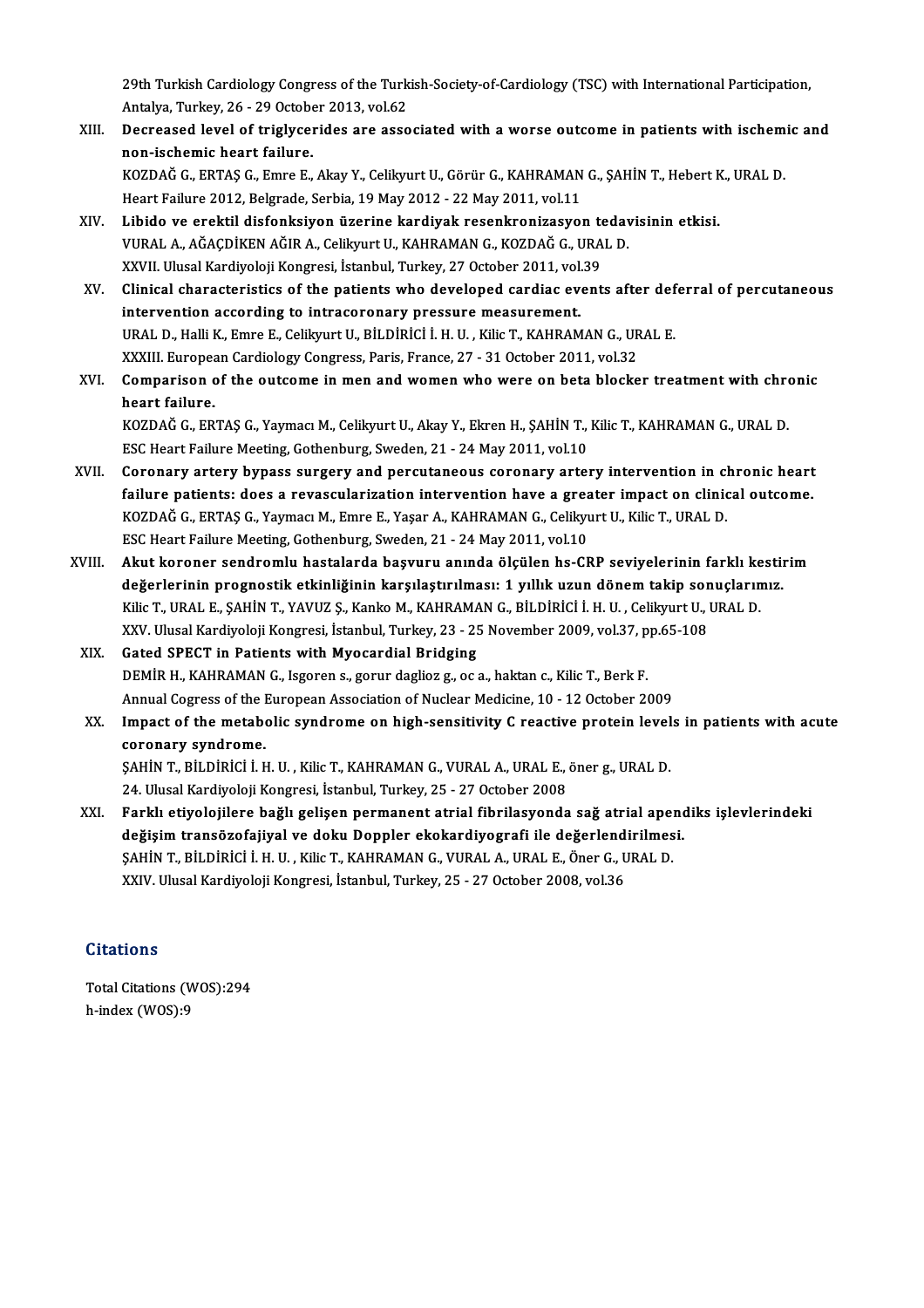29th Turkish Cardiology Congress of the Turkish-Society-of-Cardiology (TSC) with International Participation, Antalya, Turkey, 26 - 29 October 2013, vol.62

XIII. **Decreased level of triglycerides are associated with a worse outcome in patients with ischemic and non-ischemic heart failure.**
KOZDAĞ G., ERTAŞ G., Emre E., Akay Y., Celikyurt U., Görür G., KAHRAMAN G., ŞAHİN T., Hebert K., URAL D.
Heart Failure 2012, Belgrade, Serbia, 19 May 2012 - 22 May 2011, vol.11

XIV. **Libido ve erektil disfonksiyon üzerine kardiyak resenkronizasyon tedavisinin etkisi.**
VURAL A., AĞAÇDİKEN AĞIR A., Celikyurt U., KAHRAMAN G., KOZDAĞ G., URAL D.
XXVII. Ulusal Kardiyoloji Kongresi, İstanbul, Turkey, 27 October 2011, vol.39

XV. **Clinical characteristics of the patients who developed cardiac events after deferral of percutaneous intervention according to intracoronary pressure measurement.**
URAL D., Halli K., Emre E., Celikyurt U., BİLDİRİCİ İ. H. U. , Kilic T., KAHRAMAN G., URAL E.
XXXIII. European Cardiology Congress, Paris, France, 27 - 31 October 2011, vol.32

XVI. **Comparison of the outcome in men and women who were on beta blocker treatment with chronic heart failure.**
KOZDAĞ G., ERTAŞ G., Yaymacı M., Celikyurt U., Akay Y., Ekren H., ŞAHİN T., Kilic T., KAHRAMAN G., URAL D.
ESC Heart Failure Meeting, Gothenburg, Sweden, 21 - 24 May 2011, vol.10

XVII. **Coronary artery bypass surgery and percutaneous coronary artery intervention in chronic heart failure patients: does a revascularization intervention have a greater impact on clinical outcome.**
KOZDAĞ G., ERTAŞ G., Yaymacı M., Emre E., Yaşar A., KAHRAMAN G., Celikyurt U., Kilic T., URAL D.
ESC Heart Failure Meeting, Gothenburg, Sweden, 21 - 24 May 2011, vol.10

XVIII. **Akut koroner sendromlu hastalarda başvuru anında ölçülen hs-CRP seviyelerinin farklı kestirim değerlerinin prognostik etkinliğinin karşılaştırılması: 1 yıllık uzun dönem takip sonuçlarımız.**
Kilic T., URAL E., ŞAHİN T., YAVUZ Ş., Kanko M., KAHRAMAN G., BİLDİRİCİ İ. H. U. , Celikyurt U., URAL D.
XXV. Ulusal Kardiyoloji Kongresi, İstanbul, Turkey, 23 - 25 November 2009, vol.37, pp.65-108

XIX. **Gated SPECT in Patients with Myocardial Bridging**
DEMİR H., KAHRAMAN G., Isgoren s., gorur daglioz g., oc a., haktan c., Kilic T., Berk F.
Annual Cogress of the European Association of Nuclear Medicine, 10 - 12 October 2009

XX. **Impact of the metabolic syndrome on high-sensitivity C reactive protein levels in patients with acute coronary syndrome.**
ŞAHİN T., BİLDİRİCİ İ. H. U. , Kilic T., KAHRAMAN G., VURAL A., URAL E., öner g., URAL D.
24. Ulusal Kardiyoloji Kongresi, İstanbul, Turkey, 25 - 27 October 2008

XXI. **Farklı etiyolojilere bağlı gelişen permanent atrial fibrilasyonda sağ atrial apendiks işlevlerindeki değişim transözofajiyal ve doku Doppler ekokardiyografi ile değerlendirilmesi.**
ŞAHİN T., BİLDİRİCİ İ. H. U. , Kilic T., KAHRAMAN G., VURAL A., URAL E., Öner G., URAL D.
XXIV. Ulusal Kardiyoloji Kongresi, İstanbul, Turkey, 25 - 27 October 2008, vol.36

## Citations

Total Citations (WOS):294
h-index (WOS):9